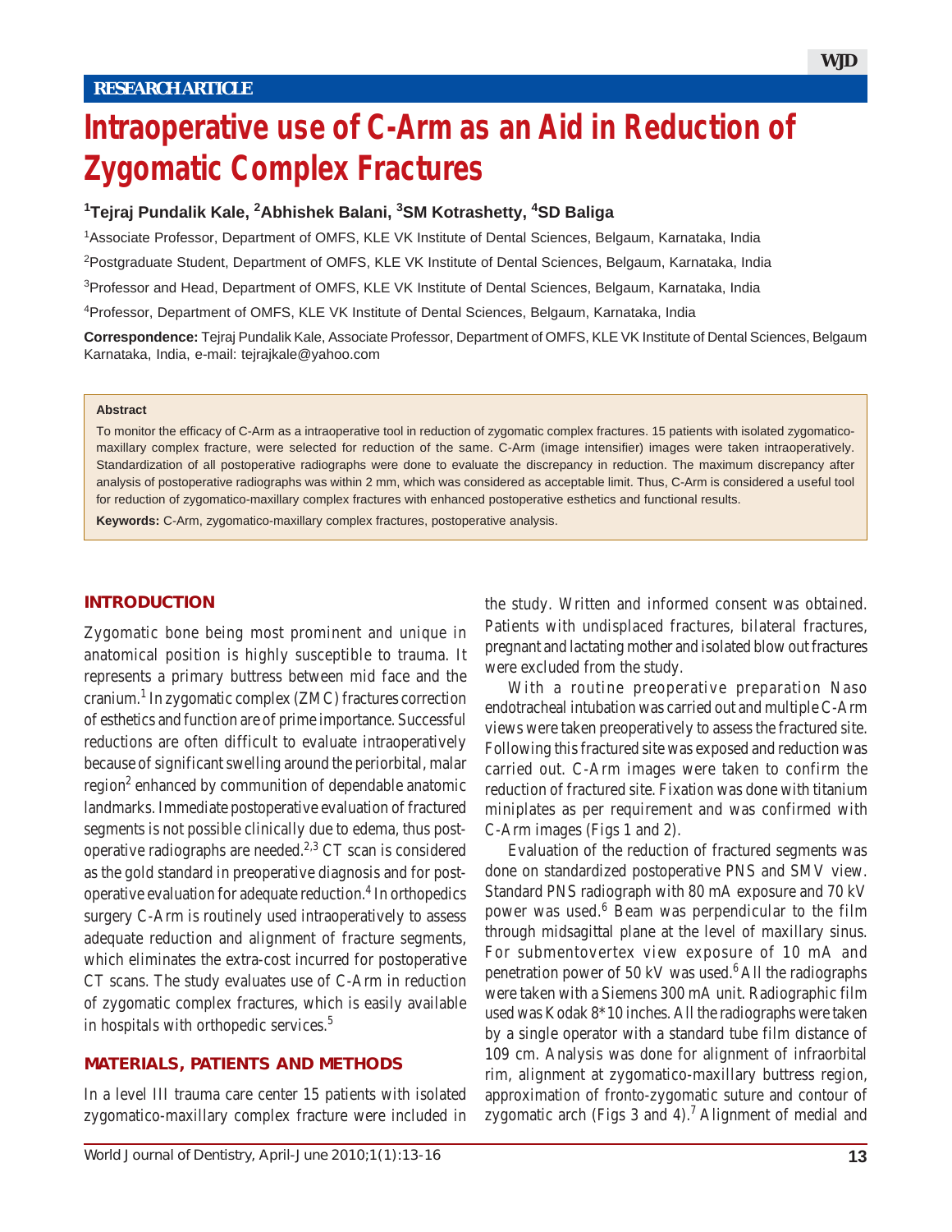RESEARCH ARTICLE

# Intraoperative use of C-Arm as an Aid in Reduction of Zygomatic Complex Fractures

**[1]Tejraj Pundalik Kale, [2]Abhishek Balani, [3]SM Kotrashetty, [4]SD Baliga**

[1]Associate Professor, Department of OMFS, KLE VK Institute of Dental Sciences, Belgaum, Karnataka, India

[2]Postgraduate Student, Department of OMFS, KLE VK Institute of Dental Sciences, Belgaum, Karnataka, India

[3]Professor and Head, Department of OMFS, KLE VK Institute of Dental Sciences, Belgaum, Karnataka, India

[4]Professor, Department of OMFS, KLE VK Institute of Dental Sciences, Belgaum, Karnataka, India

**Correspondence:** Tejraj Pundalik Kale, Associate Professor, Department of OMFS, KLE VK Institute of Dental Sciences, Belgaum Karnataka, India, e-mail: tejrajkale@yahoo.com

**Abstract**

To monitor the efficacy of C-Arm as a intraoperative tool in reduction of zygomatic complex fractures. 15 patients with isolated zygomatico-maxillary complex fracture, were selected for reduction of the same. C-Arm (image intensifier) images were taken intraoperatively. Standardization of all postoperative radiographs were done to evaluate the discrepancy in reduction. The maximum discrepancy after analysis of postoperative radiographs was within 2 mm, which was considered as acceptable limit. Thus, C-Arm is considered a useful tool for reduction of zygomatico-maxillary complex fractures with enhanced postoperative esthetics and functional results.

**Keywords:** C-Arm, zygomatico-maxillary complex fractures, postoperative analysis.

## INTRODUCTION

Zygomatic bone being most prominent and unique in anatomical position is highly susceptible to trauma. It represents a primary buttress between mid face and the cranium.[1] In zygomatic complex (ZMC) fractures correction of esthetics and function are of prime importance. Successful reductions are often difficult to evaluate intraoperatively because of significant swelling around the periorbital, malar region[2] enhanced by communition of dependable anatomic landmarks. Immediate postoperative evaluation of fractured segments is not possible clinically due to edema, thus post-operative radiographs are needed.[2,3] CT scan is considered as the gold standard in preoperative diagnosis and for post-operative evaluation for adequate reduction.[4] In orthopedics surgery C-Arm is routinely used intraoperatively to assess adequate reduction and alignment of fracture segments, which eliminates the extra-cost incurred for postoperative CT scans. The study evaluates use of C-Arm in reduction of zygomatic complex fractures, which is easily available in hospitals with orthopedic services.[5]

## MATERIALS, PATIENTS AND METHODS

In a level III trauma care center 15 patients with isolated zygomatico-maxillary complex fracture were included in the study. Written and informed consent was obtained. Patients with undisplaced fractures, bilateral fractures, pregnant and lactating mother and isolated blow out fractures were excluded from the study.

With a routine preoperative preparation Naso endotracheal intubation was carried out and multiple C-Arm views were taken preoperatively to assess the fractured site. Following this fractured site was exposed and reduction was carried out. C-Arm images were taken to confirm the reduction of fractured site. Fixation was done with titanium miniplates as per requirement and was confirmed with C-Arm images (Figs 1 and 2).

Evaluation of the reduction of fractured segments was done on standardized postoperative PNS and SMV view. Standard PNS radiograph with 80 mA exposure and 70 kV power was used.[6] Beam was perpendicular to the film through midsagittal plane at the level of maxillary sinus. For submentovertex view exposure of 10 mA and penetration power of 50 kV was used.[6] All the radiographs were taken with a Siemens 300 mA unit. Radiographic film used was Kodak 8*10 inches. All the radiographs were taken by a single operator with a standard tube film distance of 109 cm. Analysis was done for alignment of infraorbital rim, alignment at zygomatico-maxillary buttress region, approximation of fronto-zygomatic suture and contour of zygomatic arch (Figs 3 and 4).[7] Alignment of medial and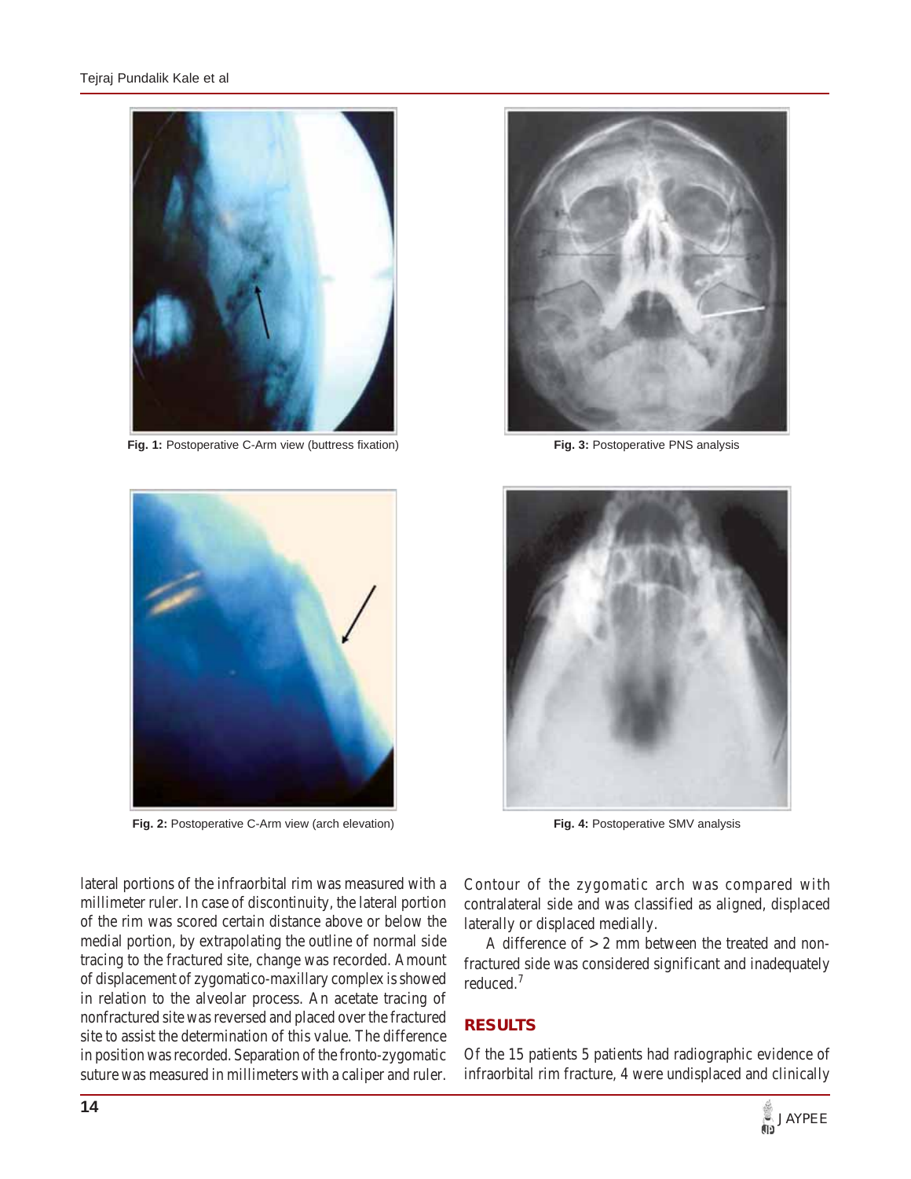Fig. 1: Postoperative C-Arm view (buttress fixation)

Fig. 3: Postoperative PNS analysis

Fig. 2: Postoperative C-Arm view (arch elevation)

Fig. 4: Postoperative SMV analysis

lateral portions of the infraorbital rim was measured with a millimeter ruler. In case of discontinuity, the lateral portion of the rim was scored certain distance above or below the medial portion, by extrapolating the outline of normal side tracing to the fractured site, change was recorded. Amount of displacement of zygomatico-maxillary complex is showed in relation to the alveolar process. An acetate tracing of nonfractured site was reversed and placed over the fractured site to assist the determination of this value. The difference in position was recorded. Separation of the fronto-zygomatic suture was measured in millimeters with a caliper and ruler. Contour of the zygomatic arch was compared with contralateral side and was classified as aligned, displaced laterally or displaced medially.

A difference of > 2 mm between the treated and non-fractured side was considered significant and inadequately reduced.[7]

## RESULTS

Of the 15 patients 5 patients had radiographic evidence of infraorbital rim fracture, 4 were undisplaced and clinically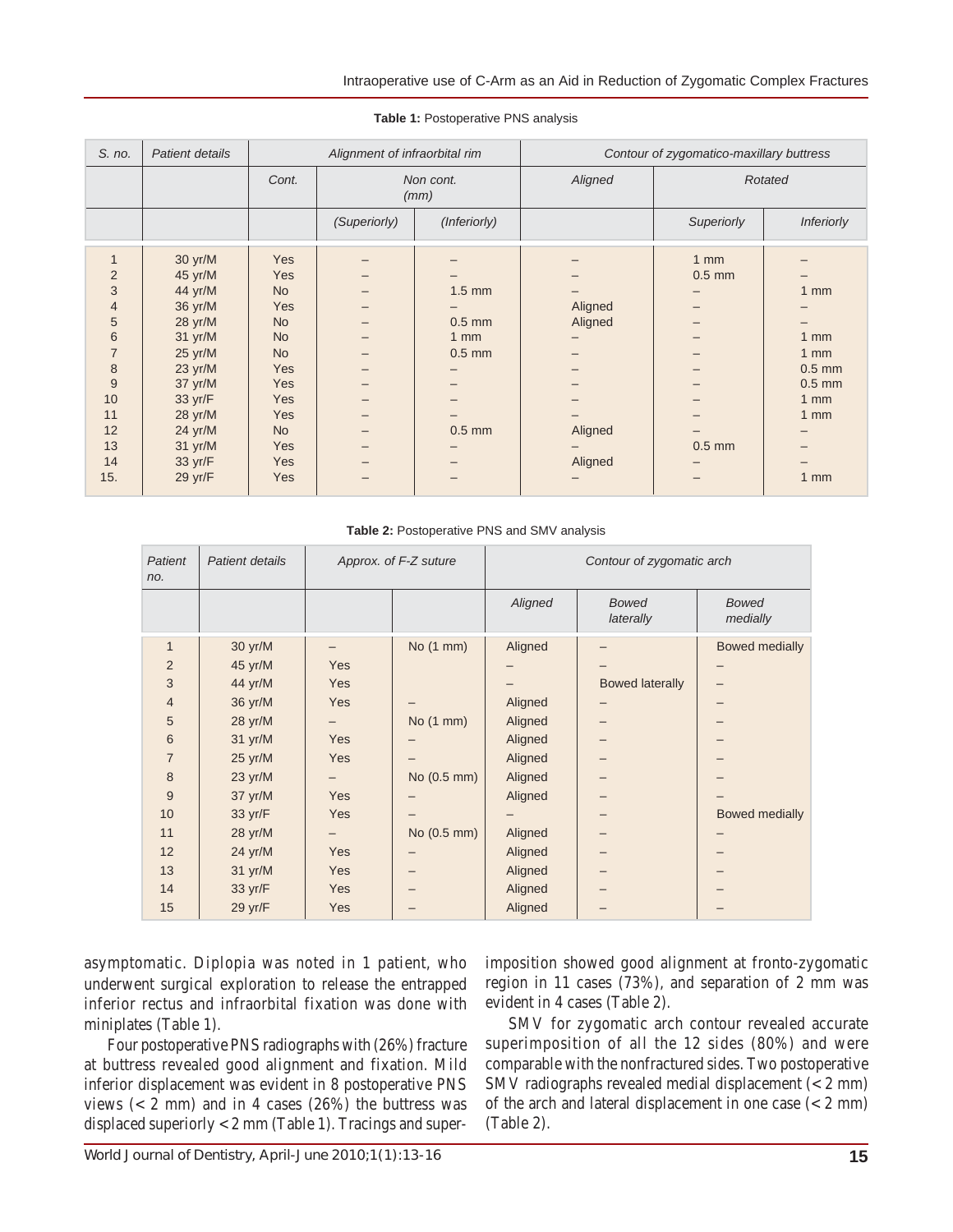**Table 1:** Postoperative PNS analysis

| S. no. | Patient details | Alignment of infraorbital rim | | | Contour of zygomatico-maxillary buttress | | |
|---|---|---|---|---|---|---|---|
| | | Cont. | Non cont. (mm) | | Aligned | Rotated | |
| | | | (Superiorly) | (Inferiorly) | | Superiorly | Inferiorly |
| 1 | 30 yr/M | Yes | – | – | – | 1 mm | – |
| 2 | 45 yr/M | Yes | – | – | – | 0.5 mm | – |
| 3 | 44 yr/M | No | – | 1.5 mm | – | – | 1 mm |
| 4 | 36 yr/M | Yes | – | – | Aligned | – | – |
| 5 | 28 yr/M | No | – | 0.5 mm | Aligned | – | – |
| 6 | 31 yr/M | No | – | 1 mm | – | – | 1 mm |
| 7 | 25 yr/M | No | – | 0.5 mm | – | – | 1 mm |
| 8 | 23 yr/M | Yes | – | – | – | – | 0.5 mm |
| 9 | 37 yr/M | Yes | – | – | – | – | 0.5 mm |
| 10 | 33 yr/F | Yes | – | – | – | – | 1 mm |
| 11 | 28 yr/M | Yes | – | – | – | – | 1 mm |
| 12 | 24 yr/M | No | – | 0.5 mm | Aligned | – | – |
| 13 | 31 yr/M | Yes | – | – | – | 0.5 mm | – |
| 14 | 33 yr/F | Yes | – | – | Aligned | – | – |
| 15. | 29 yr/F | Yes | – | – | – | – | 1 mm |

**Table 2:** Postoperative PNS and SMV analysis

| Patient no. | Patient details | Approx. of F-Z suture | | Contour of zygomatic arch | | |
|---|---|---|---|---|---|---|
| | | | | Aligned | Bowed laterally | Bowed medially |
| 1 | 30 yr/M | – | No (1 mm) | Aligned | – | Bowed medially |
| 2 | 45 yr/M | Yes | | – | – | – |
| 3 | 44 yr/M | Yes | | – | Bowed laterally | – |
| 4 | 36 yr/M | Yes | – | Aligned | – | – |
| 5 | 28 yr/M | – | No (1 mm) | Aligned | – | – |
| 6 | 31 yr/M | Yes | – | Aligned | – | – |
| 7 | 25 yr/M | Yes | – | Aligned | – | – |
| 8 | 23 yr/M | – | No (0.5 mm) | Aligned | – | – |
| 9 | 37 yr/M | Yes | – | Aligned | – | – |
| 10 | 33 yr/F | Yes | – | – | – | Bowed medially |
| 11 | 28 yr/M | – | No (0.5 mm) | Aligned | – | – |
| 12 | 24 yr/M | Yes | – | Aligned | – | – |
| 13 | 31 yr/M | Yes | – | Aligned | – | – |
| 14 | 33 yr/F | Yes | – | Aligned | – | – |
| 15 | 29 yr/F | Yes | – | Aligned | – | – |

asymptomatic. Diplopia was noted in 1 patient, who underwent surgical exploration to release the entrapped inferior rectus and infraorbital fixation was done with miniplates (Table 1).

Four postoperative PNS radiographs with (26%) fracture at buttress revealed good alignment and fixation. Mild inferior displacement was evident in 8 postoperative PNS views (< 2 mm) and in 4 cases (26%) the buttress was displaced superiorly < 2 mm (Table 1). Tracings and superimposition showed good alignment at fronto-zygomatic region in 11 cases (73%), and separation of 2 mm was evident in 4 cases (Table 2).

SMV for zygomatic arch contour revealed accurate superimposition of all the 12 sides (80%) and were comparable with the nonfractured sides. Two postoperative SMV radiographs revealed medial displacement (< 2 mm) of the arch and lateral displacement in one case (< 2 mm) (Table 2).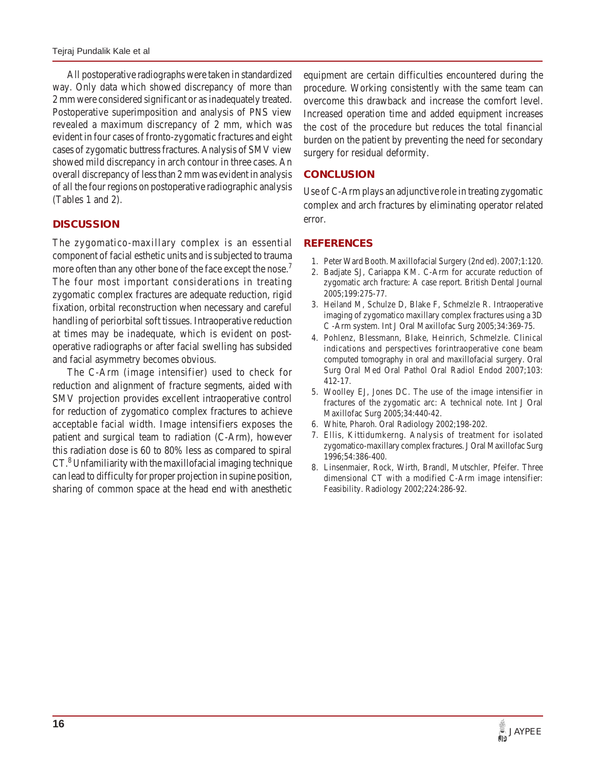All postoperative radiographs were taken in standardized way. Only data which showed discrepancy of more than 2 mm were considered significant or as inadequately treated. Postoperative superimposition and analysis of PNS view revealed a maximum discrepancy of 2 mm, which was evident in four cases of fronto-zygomatic fractures and eight cases of zygomatic buttress fractures. Analysis of SMV view showed mild discrepancy in arch contour in three cases. An overall discrepancy of less than 2 mm was evident in analysis of all the four regions on postoperative radiographic analysis (Tables 1 and 2).

## DISCUSSION

The zygomatico-maxillary complex is an essential component of facial esthetic units and is subjected to trauma more often than any other bone of the face except the nose.[7] The four most important considerations in treating zygomatic complex fractures are adequate reduction, rigid fixation, orbital reconstruction when necessary and careful handling of periorbital soft tissues. Intraoperative reduction at times may be inadequate, which is evident on post-operative radiographs or after facial swelling has subsided and facial asymmetry becomes obvious.

The C-Arm (image intensifier) used to check for reduction and alignment of fracture segments, aided with SMV projection provides excellent intraoperative control for reduction of zygomatico complex fractures to achieve acceptable facial width. Image intensifiers exposes the patient and surgical team to radiation (C-Arm), however this radiation dose is 60 to 80% less as compared to spiral CT.[8] Unfamiliarity with the maxillofacial imaging technique can lead to difficulty for proper projection in supine position, sharing of common space at the head end with anesthetic equipment are certain difficulties encountered during the procedure. Working consistently with the same team can overcome this drawback and increase the comfort level. Increased operation time and added equipment increases the cost of the procedure but reduces the total financial burden on the patient by preventing the need for secondary surgery for residual deformity.

## CONCLUSION

Use of C-Arm plays an adjunctive role in treating zygomatic complex and arch fractures by eliminating operator related error.

## REFERENCES

1. Peter Ward Booth. Maxillofacial Surgery (2nd ed). 2007;1:120.
2. Badjate SJ, Cariappa KM. C-Arm for accurate reduction of zygomatic arch fracture: A case report. British Dental Journal 2005;199:275-77.
3. Heiland M, Schulze D, Blake F, Schmelzle R. Intraoperative imaging of zygomatico maxillary complex fractures using a 3D C -Arm system. Int J Oral Maxillofac Surg 2005;34:369-75.
4. Pohlenz, Blessmann, Blake, Heinrich, Schmelzle. Clinical indications and perspectives forintraoperative cone beam computed tomography in oral and maxillofacial surgery. Oral Surg Oral Med Oral Pathol Oral Radiol Endod 2007;103: 412-17.
5. Woolley EJ, Jones DC. The use of the image intensifier in fractures of the zygomatic arc: A technical note. Int J Oral Maxillofac Surg 2005;34:440-42.
6. White, Pharoh. Oral Radiology 2002;198-202.
7. Ellis, Kittidumkerng. Analysis of treatment for isolated zygomatico-maxillary complex fractures. J Oral Maxillofac Surg 1996;54:386-400.
8. Linsenmaier, Rock, Wirth, Brandl, Mutschler, Pfeifer. Three dimensional CT with a modified C-Arm image intensifier: Feasibility. Radiology 2002;224:286-92.